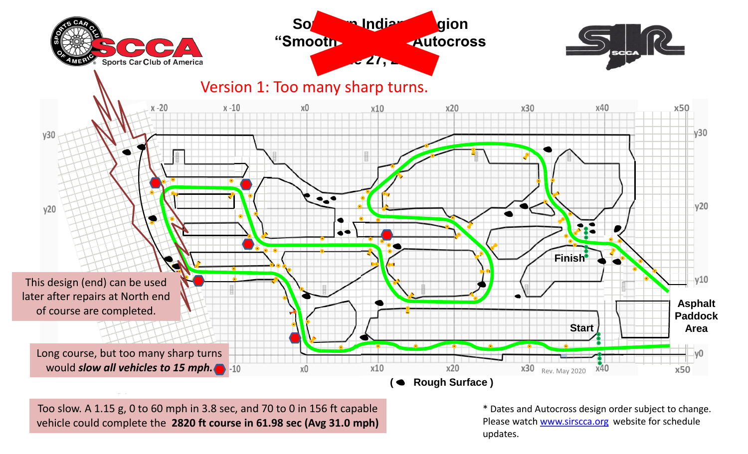SCCA Sports Car Club of America

Southern Indiana Region "Smooth... Autocross ...e 27, 2...

SIR SCCA

# Version 1: Too many sharp turns.

This design (end) can be used later after repairs at North end of course are completed.

Long course, but too many sharp turns would ***slow all vehicles to 15 mph.***

Finish

Start

Asphalt Paddock Area

Rev. May 2020

( Rough Surface )

Too slow. A 1.15 g, 0 to 60 mph in 3.8 sec, and 70 to 0 in 156 ft capable vehicle could complete the **2820 ft course in 61.98 sec (Avg 31.0 mph)**

\* Dates and Autocross design order subject to change. Please watch www.sirscca.org website for schedule updates.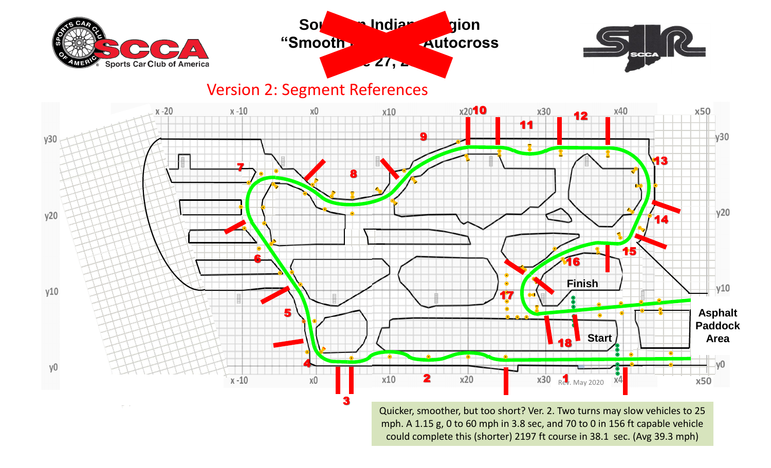# Version 2: Segment References

Quicker, smoother, but too short? Ver. 2. Two turns may slow vehicles to 25 mph. A 1.15 g, 0 to 60 mph in 3.8 sec, and 70 to 0 in 156 ft capable vehicle could complete this (shorter) 2197 ft course in 38.1 sec. (Avg 39.3 mph)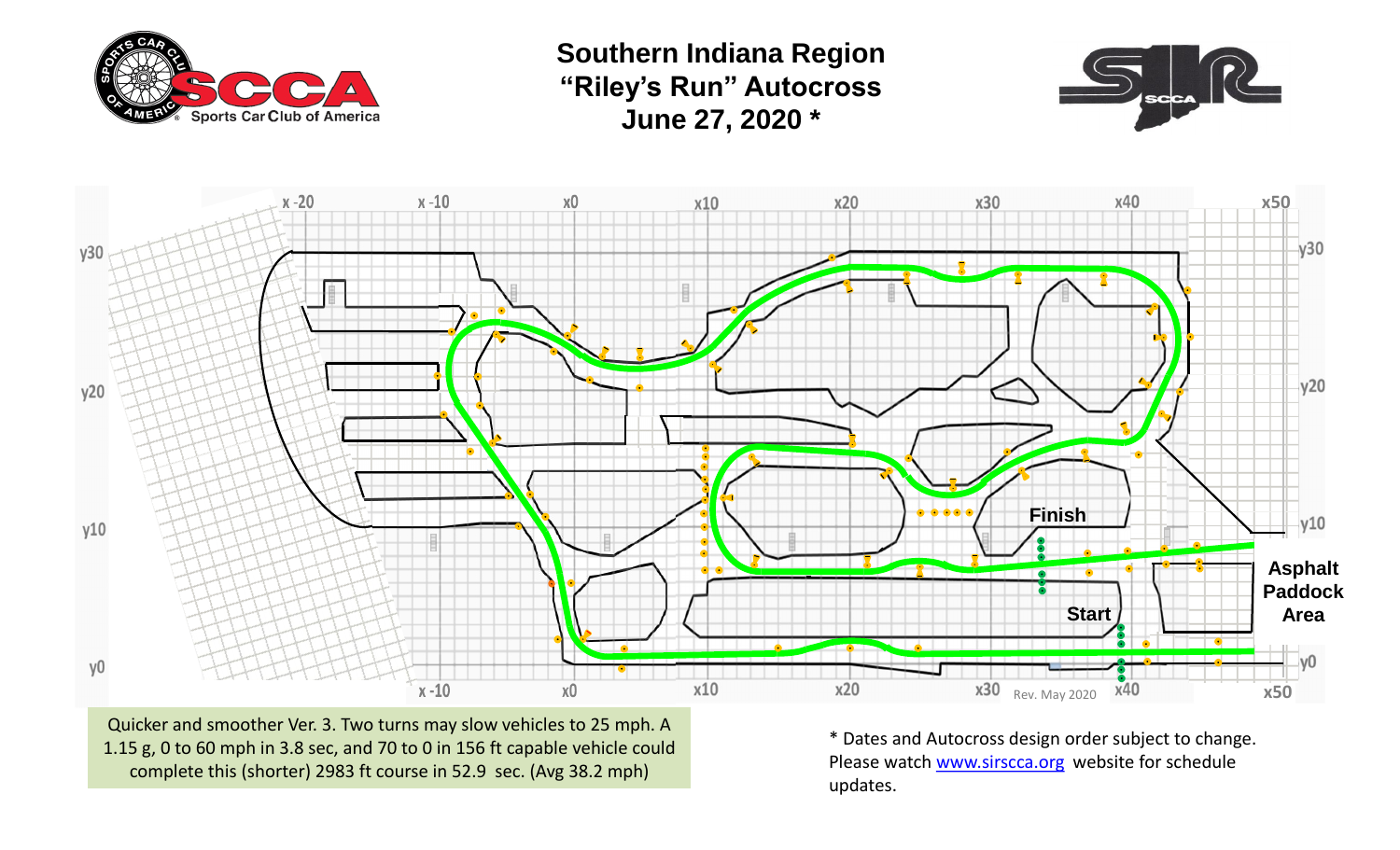# Southern Indiana Region "Riley's Run" Autocross June 27, 2020 *

x -20 x -10 x0 x10 x20 x30 x40 x50

y30 y20 y10 y0

Finish

Start

Asphalt Paddock Area

Rev. May 2020

Quicker and smoother Ver. 3. Two turns may slow vehicles to 25 mph. A 1.15 g, 0 to 60 mph in 3.8 sec, and 70 to 0 in 156 ft capable vehicle could complete this (shorter) 2983 ft course in 52.9 sec. (Avg 38.2 mph)

\* Dates and Autocross design order subject to change. Please watch www.sirscca.org website for schedule updates.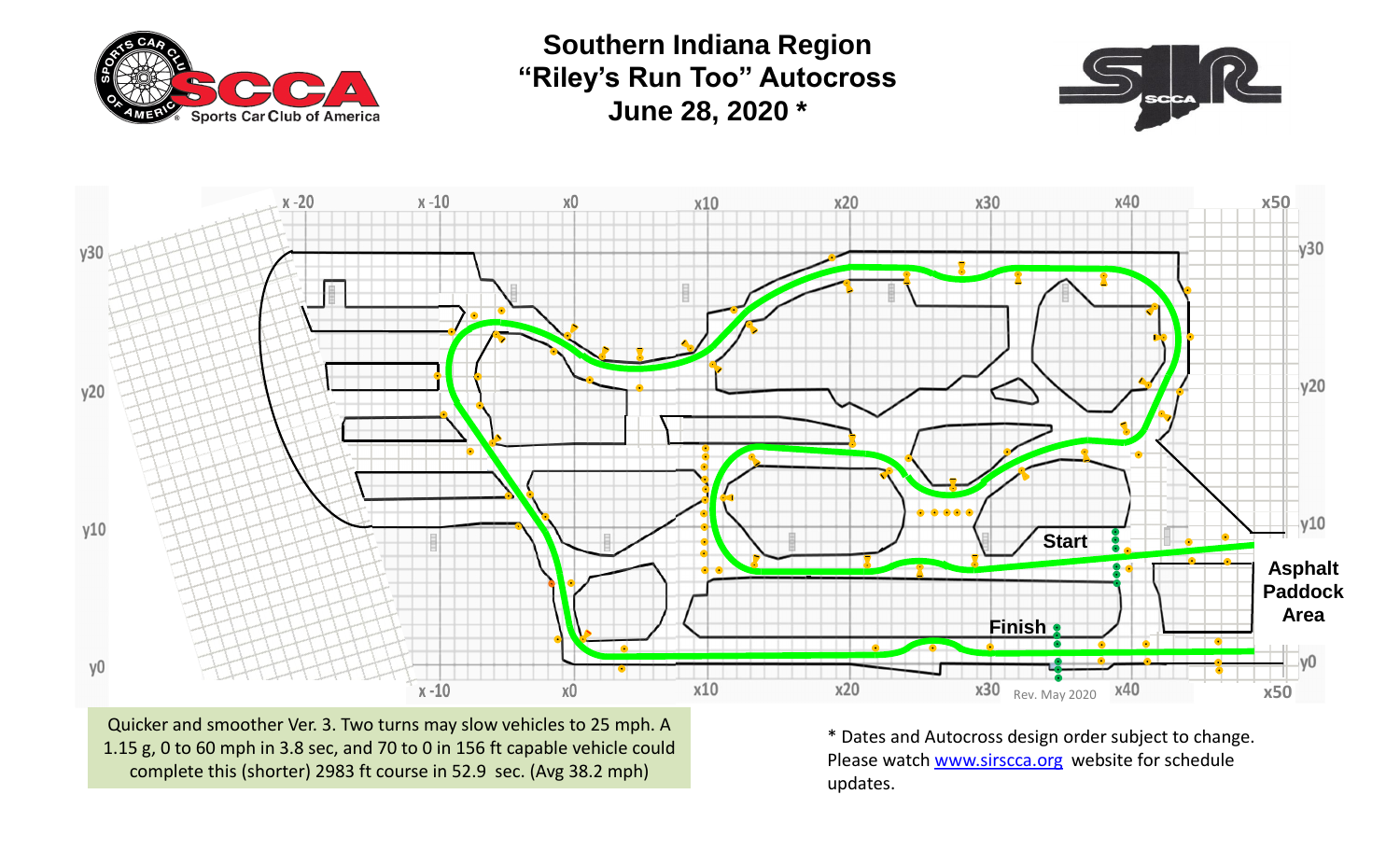# Southern Indiana Region
# “Riley’s Run Too” Autocross
# June 28, 2020 *

Start

Finish

Asphalt Paddock Area

Rev. May 2020

Quicker and smoother Ver. 3. Two turns may slow vehicles to 25 mph. A 1.15 g, 0 to 60 mph in 3.8 sec, and 70 to 0 in 156 ft capable vehicle could complete this (shorter) 2983 ft course in 52.9 sec. (Avg 38.2 mph)

* Dates and Autocross design order subject to change. Please watch www.sirscca.org website for schedule updates.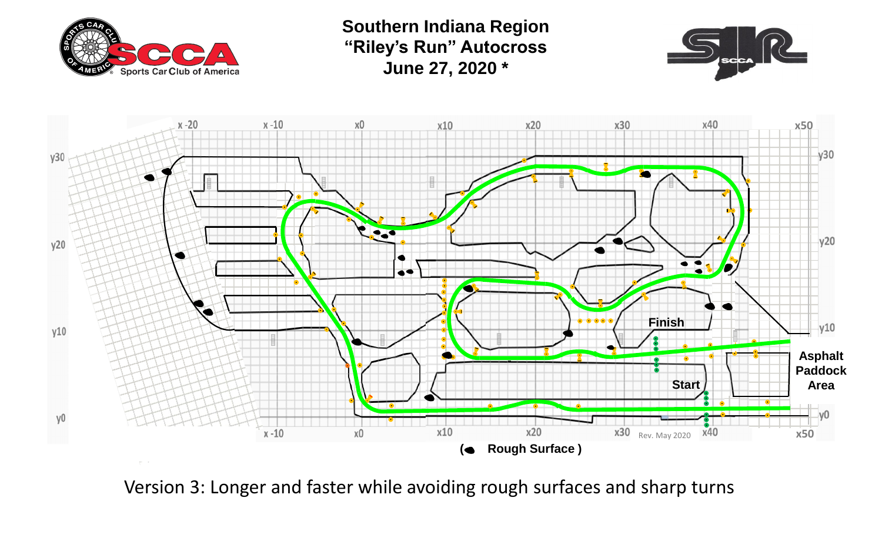# Southern Indiana Region "Riley's Run" Autocross June 27, 2020 *

x -20 x -10 x0 x10 x20 x30 x40 x50

y30 y20 y10 y0

Finish

Start

Asphalt Paddock Area

Rev. May 2020

( Rough Surface )

Version 3: Longer and faster while avoiding rough surfaces and sharp turns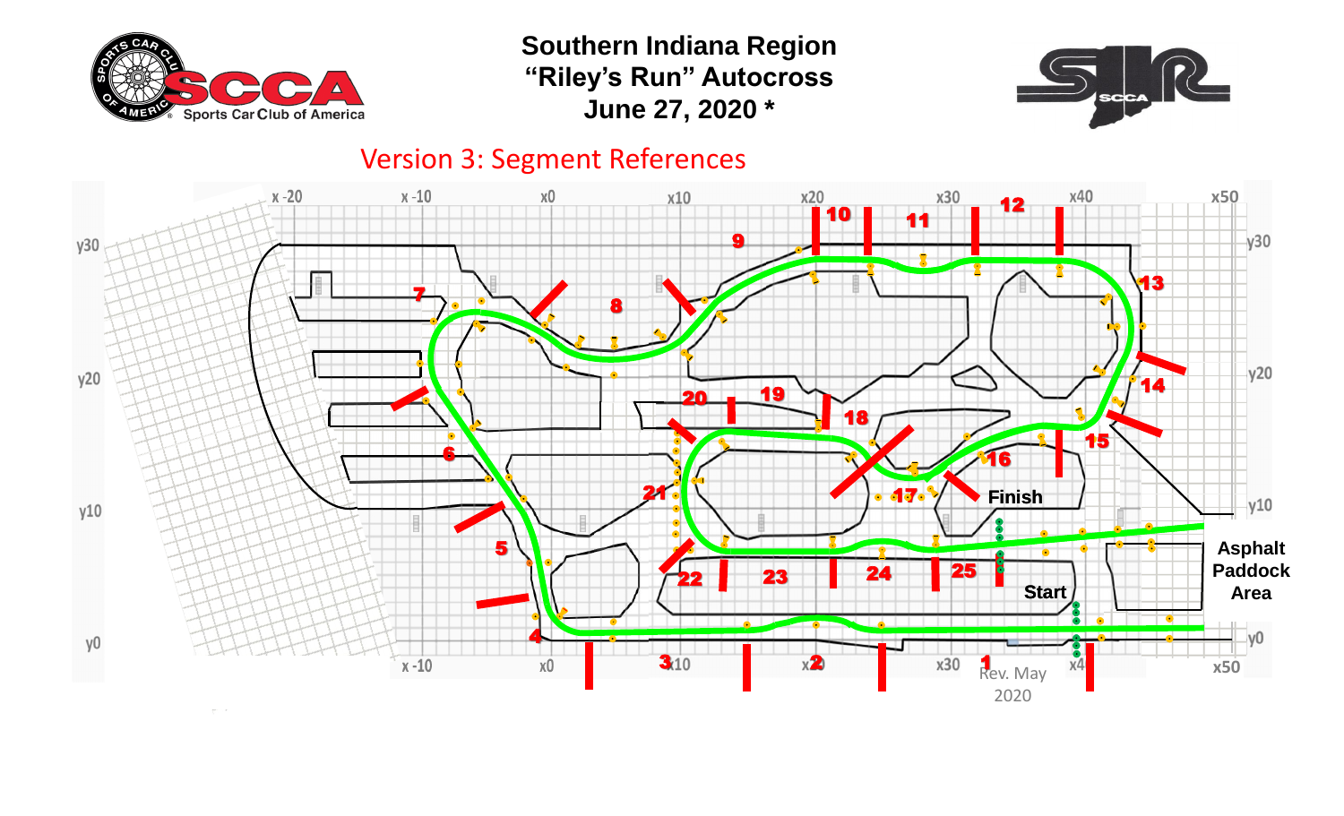Southern Indiana Region
"Riley's Run" Autocross
June 27, 2020 *

Version 3: Segment References

x -20 x -10 x0 x10 x20 x30 x40 x50

y30 y20 y10 y0

1 2 3 4 5 6 7 8 9 10 11 12 13 14 15 16 17 18 19 20 21 22 23 24 25

Finish

Start

Asphalt Paddock Area

Rev. May 2020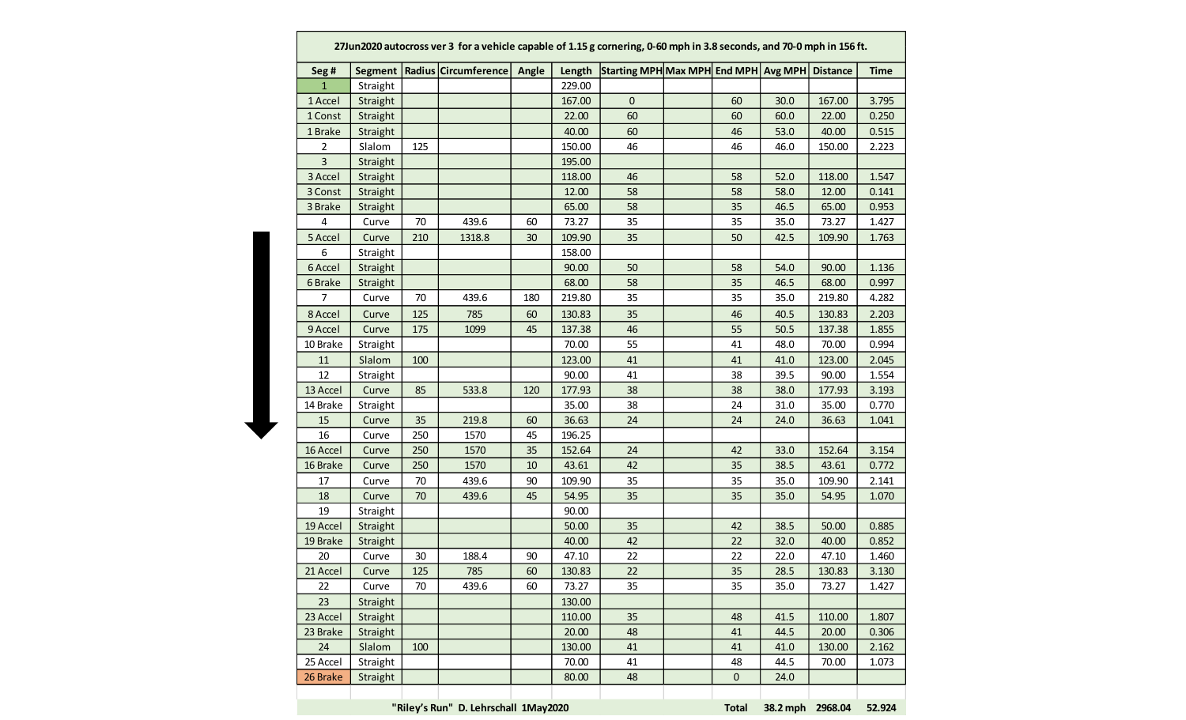| 27Jun2020 autocross ver 3 for a vehicle capable of 1.15 g cornering, 0-60 mph in 3.8 seconds, and 70-0 mph in 156 ft. | | | | | | | | | | | |
|---|---|---|---|---|---|---|---|---|---|---|---|
| Seg # | Segment | Radius | Circumference | Angle | Length | Starting MPH | Max MPH | End MPH | Avg MPH | Distance | Time |
| 1 | Straight | | | | 229.00 | | | | | | |
| 1 Accel | Straight | | | | 167.00 | 0 | | 60 | 30.0 | 167.00 | 3.795 |
| 1 Const | Straight | | | | 22.00 | 60 | | 60 | 60.0 | 22.00 | 0.250 |
| 1 Brake | Straight | | | | 40.00 | 60 | | 46 | 53.0 | 40.00 | 0.515 |
| 2 | Slalom | 125 | | | 150.00 | 46 | | 46 | 46.0 | 150.00 | 2.223 |
| 3 | Straight | | | | 195.00 | | | | | | |
| 3 Accel | Straight | | | | 118.00 | 46 | | 58 | 52.0 | 118.00 | 1.547 |
| 3 Const | Straight | | | | 12.00 | 58 | | 58 | 58.0 | 12.00 | 0.141 |
| 3 Brake | Straight | | | | 65.00 | 58 | | 35 | 46.5 | 65.00 | 0.953 |
| 4 | Curve | 70 | 439.6 | 60 | 73.27 | 35 | | 35 | 35.0 | 73.27 | 1.427 |
| 5 Accel | Curve | 210 | 1318.8 | 30 | 109.90 | 35 | | 50 | 42.5 | 109.90 | 1.763 |
| 6 | Straight | | | | 158.00 | | | | | | |
| 6 Accel | Straight | | | | 90.00 | 50 | | 58 | 54.0 | 90.00 | 1.136 |
| 6 Brake | Straight | | | | 68.00 | 58 | | 35 | 46.5 | 68.00 | 0.997 |
| 7 | Curve | 70 | 439.6 | 180 | 219.80 | 35 | | 35 | 35.0 | 219.80 | 4.282 |
| 8 Accel | Curve | 125 | 785 | 60 | 130.83 | 35 | | 46 | 40.5 | 130.83 | 2.203 |
| 9 Accel | Curve | 175 | 1099 | 45 | 137.38 | 46 | | 55 | 50.5 | 137.38 | 1.855 |
| 10 Brake | Straight | | | | 70.00 | 55 | | 41 | 48.0 | 70.00 | 0.994 |
| 11 | Slalom | 100 | | | 123.00 | 41 | | 41 | 41.0 | 123.00 | 2.045 |
| 12 | Straight | | | | 90.00 | 41 | | 38 | 39.5 | 90.00 | 1.554 |
| 13 Accel | Curve | 85 | 533.8 | 120 | 177.93 | 38 | | 38 | 38.0 | 177.93 | 3.193 |
| 14 Brake | Straight | | | | 35.00 | 38 | | 24 | 31.0 | 35.00 | 0.770 |
| 15 | Curve | 35 | 219.8 | 60 | 36.63 | 24 | | 24 | 24.0 | 36.63 | 1.041 |
| 16 | Curve | 250 | 1570 | 45 | 196.25 | | | | | | |
| 16 Accel | Curve | 250 | 1570 | 35 | 152.64 | 24 | | 42 | 33.0 | 152.64 | 3.154 |
| 16 Brake | Curve | 250 | 1570 | 10 | 43.61 | 42 | | 35 | 38.5 | 43.61 | 0.772 |
| 17 | Curve | 70 | 439.6 | 90 | 109.90 | 35 | | 35 | 35.0 | 109.90 | 2.141 |
| 18 | Curve | 70 | 439.6 | 45 | 54.95 | 35 | | 35 | 35.0 | 54.95 | 1.070 |
| 19 | Straight | | | | 90.00 | | | | | | |
| 19 Accel | Straight | | | | 50.00 | 35 | | 42 | 38.5 | 50.00 | 0.885 |
| 19 Brake | Straight | | | | 40.00 | 42 | | 22 | 32.0 | 40.00 | 0.852 |
| 20 | Curve | 30 | 188.4 | 90 | 47.10 | 22 | | 22 | 22.0 | 47.10 | 1.460 |
| 21 Accel | Curve | 125 | 785 | 60 | 130.83 | 22 | | 35 | 28.5 | 130.83 | 3.130 |
| 22 | Curve | 70 | 439.6 | 60 | 73.27 | 35 | | 35 | 35.0 | 73.27 | 1.427 |
| 23 | Straight | | | | 130.00 | | | | | | |
| 23 Accel | Straight | | | | 110.00 | 35 | | 48 | 41.5 | 110.00 | 1.807 |
| 23 Brake | Straight | | | | 20.00 | 48 | | 41 | 44.5 | 20.00 | 0.306 |
| 24 | Slalom | 100 | | | 130.00 | 41 | | 41 | 41.0 | 130.00 | 2.162 |
| 25 Accel | Straight | | | | 70.00 | 41 | | 48 | 44.5 | 70.00 | 1.073 |
| 26 Brake | Straight | | | | 80.00 | 48 | | 0 | 24.0 | | |
| | | | | | | | | | | | |
| | "Riley's Run" D. Lehrschall 1May2020 | | | | | | | Total | 38.2 mph | 2968.04 | 52.924 |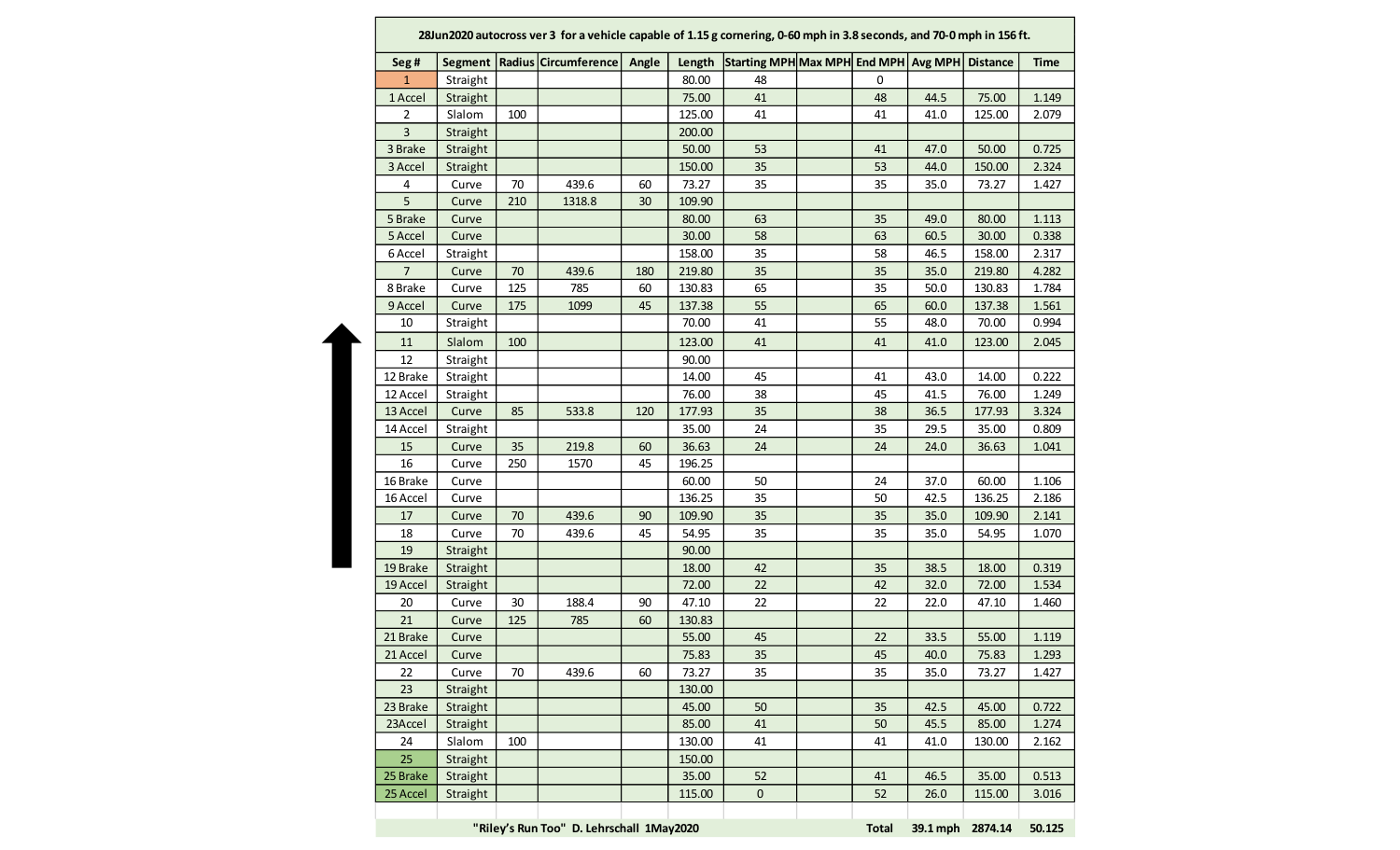| 28Jun2020 autocross ver 3 for a vehicle capable of 1.15 g cornering, 0-60 mph in 3.8 seconds, and 70-0 mph in 156 ft. | | | | | | | | | | | |
|---|---|---|---|---|---|---|---|---|---|---|---|
| Seg # | Segment | Radius | Circumference | Angle | Length | Starting MPH | Max MPH | End MPH | Avg MPH | Distance | Time |
| 1 | Straight | | | | 80.00 | 48 | | 0 | | | |
| 1 Accel | Straight | | | | 75.00 | 41 | | 48 | 44.5 | 75.00 | 1.149 |
| 2 | Slalom | 100 | | | 125.00 | 41 | | 41 | 41.0 | 125.00 | 2.079 |
| 3 | Straight | | | | 200.00 | | | | | | |
| 3 Brake | Straight | | | | 50.00 | 53 | | 41 | 47.0 | 50.00 | 0.725 |
| 3 Accel | Straight | | | | 150.00 | 35 | | 53 | 44.0 | 150.00 | 2.324 |
| 4 | Curve | 70 | 439.6 | 60 | 73.27 | 35 | | 35 | 35.0 | 73.27 | 1.427 |
| 5 | Curve | 210 | 1318.8 | 30 | 109.90 | | | | | | |
| 5 Brake | Curve | | | | 80.00 | 63 | | 35 | 49.0 | 80.00 | 1.113 |
| 5 Accel | Curve | | | | 30.00 | 58 | | 63 | 60.5 | 30.00 | 0.338 |
| 6 Accel | Straight | | | | 158.00 | 35 | | 58 | 46.5 | 158.00 | 2.317 |
| 7 | Curve | 70 | 439.6 | 180 | 219.80 | 35 | | 35 | 35.0 | 219.80 | 4.282 |
| 8 Brake | Curve | 125 | 785 | 60 | 130.83 | 65 | | 35 | 50.0 | 130.83 | 1.784 |
| 9 Accel | Curve | 175 | 1099 | 45 | 137.38 | 55 | | 65 | 60.0 | 137.38 | 1.561 |
| 10 | Straight | | | | 70.00 | 41 | | 55 | 48.0 | 70.00 | 0.994 |
| 11 | Slalom | 100 | | | 123.00 | 41 | | 41 | 41.0 | 123.00 | 2.045 |
| 12 | Straight | | | | 90.00 | | | | | | |
| 12 Brake | Straight | | | | 14.00 | 45 | | 41 | 43.0 | 14.00 | 0.222 |
| 12 Accel | Straight | | | | 76.00 | 38 | | 45 | 41.5 | 76.00 | 1.249 |
| 13 Accel | Curve | 85 | 533.8 | 120 | 177.93 | 35 | | 38 | 36.5 | 177.93 | 3.324 |
| 14 Accel | Straight | | | | 35.00 | 24 | | 35 | 29.5 | 35.00 | 0.809 |
| 15 | Curve | 35 | 219.8 | 60 | 36.63 | 24 | | 24 | 24.0 | 36.63 | 1.041 |
| 16 | Curve | 250 | 1570 | 45 | 196.25 | | | | | | |
| 16 Brake | Curve | | | | 60.00 | 50 | | 24 | 37.0 | 60.00 | 1.106 |
| 16 Accel | Curve | | | | 136.25 | 35 | | 50 | 42.5 | 136.25 | 2.186 |
| 17 | Curve | 70 | 439.6 | 90 | 109.90 | 35 | | 35 | 35.0 | 109.90 | 2.141 |
| 18 | Curve | 70 | 439.6 | 45 | 54.95 | 35 | | 35 | 35.0 | 54.95 | 1.070 |
| 19 | Straight | | | | 90.00 | | | | | | |
| 19 Brake | Straight | | | | 18.00 | 42 | | 35 | 38.5 | 18.00 | 0.319 |
| 19 Accel | Straight | | | | 72.00 | 22 | | 42 | 32.0 | 72.00 | 1.534 |
| 20 | Curve | 30 | 188.4 | 90 | 47.10 | 22 | | 22 | 22.0 | 47.10 | 1.460 |
| 21 | Curve | 125 | 785 | 60 | 130.83 | | | | | | |
| 21 Brake | Curve | | | | 55.00 | 45 | | 22 | 33.5 | 55.00 | 1.119 |
| 21 Accel | Curve | | | | 75.83 | 35 | | 45 | 40.0 | 75.83 | 1.293 |
| 22 | Curve | 70 | 439.6 | 60 | 73.27 | 35 | | 35 | 35.0 | 73.27 | 1.427 |
| 23 | Straight | | | | 130.00 | | | | | | |
| 23 Brake | Straight | | | | 45.00 | 50 | | 35 | 42.5 | 45.00 | 0.722 |
| 23Accel | Straight | | | | 85.00 | 41 | | 50 | 45.5 | 85.00 | 1.274 |
| 24 | Slalom | 100 | | | 130.00 | 41 | | 41 | 41.0 | 130.00 | 2.162 |
| 25 | Straight | | | | 150.00 | | | | | | |
| 25 Brake | Straight | | | | 35.00 | 52 | | 41 | 46.5 | 35.00 | 0.513 |
| 25 Accel | Straight | | | | 115.00 | 0 | | 52 | 26.0 | 115.00 | 3.016 |
| | | | | | | | | | | | |
| | "Riley's Run Too" D. Lehrschall 1May2020 | | | | | | | Total | 39.1 mph | 2874.14 | 50.125 |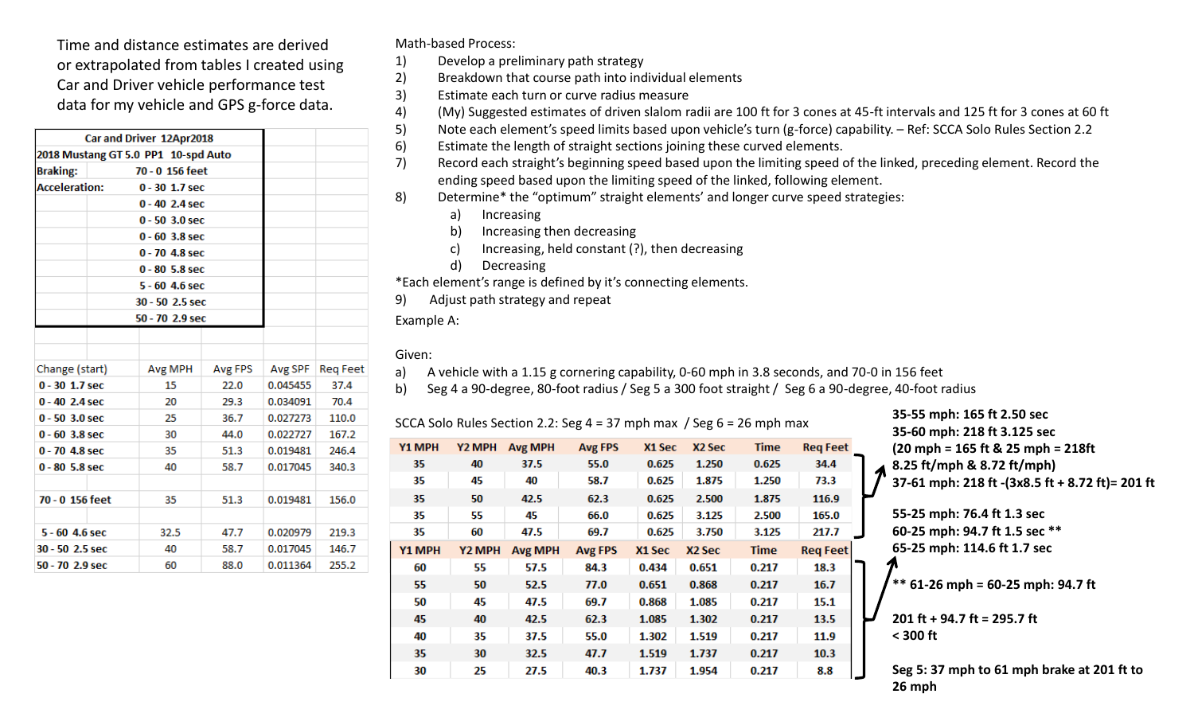Time and distance estimates are derived or extrapolated from tables I created using Car and Driver vehicle performance test data for my vehicle and GPS g-force data.

| Car and Driver 12Apr2018 | |
|---|---|
| 2018 Mustang GT 5.0 PP1 10-spd Auto | |
| Braking: | 70 - 0 156 feet |
| Acceleration: | 0 - 30 1.7 sec |
| | 0 - 40 2.4 sec |
| | 0 - 50 3.0 sec |
| | 0 - 60 3.8 sec |
| | 0 - 70 4.8 sec |
| | 0 - 80 5.8 sec |
| | 5 - 60 4.6 sec |
| | 30 - 50 2.5 sec |
| | 50 - 70 2.9 sec |

| Change (start) | Avg MPH | Avg FPS | Avg SPF | Req Feet |
|---|---|---|---|---|
| 0 - 30 1.7 sec | 15 | 22.0 | 0.045455 | 37.4 |
| 0 - 40 2.4 sec | 20 | 29.3 | 0.034091 | 70.4 |
| 0 - 50 3.0 sec | 25 | 36.7 | 0.027273 | 110.0 |
| 0 - 60 3.8 sec | 30 | 44.0 | 0.022727 | 167.2 |
| 0 - 70 4.8 sec | 35 | 51.3 | 0.019481 | 246.4 |
| 0 - 80 5.8 sec | 40 | 58.7 | 0.017045 | 340.3 |
| | | | | |
| 70 - 0 156 feet | 35 | 51.3 | 0.019481 | 156.0 |
| | | | | |
| 5 - 60 4.6 sec | 32.5 | 47.7 | 0.020979 | 219.3 |
| 30 - 50 2.5 sec | 40 | 58.7 | 0.017045 | 146.7 |
| 50 - 70 2.9 sec | 60 | 88.0 | 0.011364 | 255.2 |

Math-based Process:

1) Develop a preliminary path strategy
2) Breakdown that course path into individual elements
3) Estimate each turn or curve radius measure
4) (My) Suggested estimates of driven slalom radii are 100 ft for 3 cones at 45-ft intervals and 125 ft for 3 cones at 60 ft
5) Note each element's speed limits based upon vehicle's turn (g-force) capability. – Ref: SCCA Solo Rules Section 2.2
6) Estimate the length of straight sections joining these curved elements.
7) Record each straight's beginning speed based upon the limiting speed of the linked, preceding element. Record the ending speed based upon the limiting speed of the linked, following element.
8) Determine* the "optimum" straight elements' and longer curve speed strategies:
   a) Increasing
   b) Increasing then decreasing
   c) Increasing, held constant (?), then decreasing
   d) Decreasing

*Each element's range is defined by it's connecting elements.

9) Adjust path strategy and repeat

Example A:

Given:

a) A vehicle with a 1.15 g cornering capability, 0-60 mph in 3.8 seconds, and 70-0 in 156 feet
b) Seg 4 a 90-degree, 80-foot radius / Seg 5 a 300 foot straight / Seg 6 a 90-degree, 40-foot radius

SCCA Solo Rules Section 2.2: Seg 4 = 37 mph max / Seg 6 = 26 mph max

| Y1 MPH | Y2 MPH | Avg MPH | Avg FPS | X1 Sec | X2 Sec | Time | Req Feet |
|---|---|---|---|---|---|---|---|
| 35 | 40 | 37.5 | 55.0 | 0.625 | 1.250 | 0.625 | 34.4 |
| 35 | 45 | 40 | 58.7 | 0.625 | 1.875 | 1.250 | 73.3 |
| 35 | 50 | 42.5 | 62.3 | 0.625 | 2.500 | 1.875 | 116.9 |
| 35 | 55 | 45 | 66.0 | 0.625 | 3.125 | 2.500 | 165.0 |
| 35 | 60 | 47.5 | 69.7 | 0.625 | 3.750 | 3.125 | 217.7 |

| Y1 MPH | Y2 MPH | Avg MPH | Avg FPS | X1 Sec | X2 Sec | Time | Req Feet |
|---|---|---|---|---|---|---|---|
| 60 | 55 | 57.5 | 84.3 | 0.434 | 0.651 | 0.217 | 18.3 |
| 55 | 50 | 52.5 | 77.0 | 0.651 | 0.868 | 0.217 | 16.7 |
| 50 | 45 | 47.5 | 69.7 | 0.868 | 1.085 | 0.217 | 15.1 |
| 45 | 40 | 42.5 | 62.3 | 1.085 | 1.302 | 0.217 | 13.5 |
| 40 | 35 | 37.5 | 55.0 | 1.302 | 1.519 | 0.217 | 11.9 |
| 35 | 30 | 32.5 | 47.7 | 1.519 | 1.737 | 0.217 | 10.3 |
| 30 | 25 | 27.5 | 40.3 | 1.737 | 1.954 | 0.217 | 8.8 |

**35-55 mph: 165 ft 2.50 sec**
**35-60 mph: 218 ft 3.125 sec**
**(20 mph = 165 ft & 25 mph = 218ft 8.25 ft/mph & 8.72 ft/mph)**
**37-61 mph: 218 ft -(3x8.5 ft + 8.72 ft)= 201 ft**

**55-25 mph: 76.4 ft 1.3 sec**
**60-25 mph: 94.7 ft 1.5 sec \*\***
**65-25 mph: 114.6 ft 1.7 sec**

**\*\* 61-26 mph = 60-25 mph: 94.7 ft**

**201 ft + 94.7 ft = 295.7 ft**
**< 300 ft**

**Seg 5: 37 mph to 61 mph brake at 201 ft to 26 mph**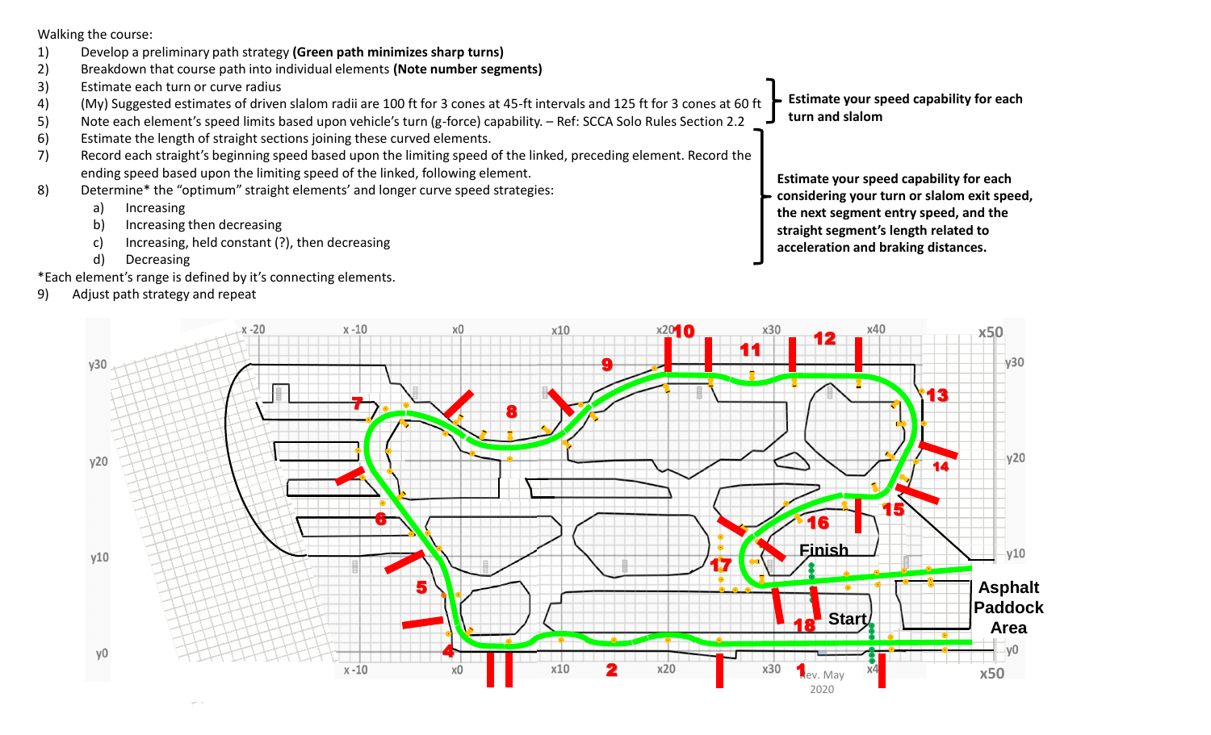Walking the course:

1) Develop a preliminary path strategy **(Green path minimizes sharp turns)**
2) Breakdown that course path into individual elements **(Note number segments)**
3) Estimate each turn or curve radius
4) (My) Suggested estimates of driven slalom radii are 100 ft for 3 cones at 45-ft intervals and 125 ft for 3 cones at 60 ft
5) Note each element's speed limits based upon vehicle's turn (g-force) capability. – Ref: SCCA Solo Rules Section 2.2
6) Estimate the length of straight sections joining these curved elements.
7) Record each straight's beginning speed based upon the limiting speed of the linked, preceding element. Record the ending speed based upon the limiting speed of the linked, following element.
8) Determine* the "optimum" straight elements' and longer curve speed strategies:
   a) Increasing
   b) Increasing then decreasing
   c) Increasing, held constant (?), then decreasing
   d) Decreasing

*Each element's range is defined by it's connecting elements.

9) Adjust path strategy and repeat

**Estimate your speed capability for each turn and slalom** (items 3–5)

**Estimate your speed capability for each considering your turn or slalom exit speed, the next segment entry speed, and the straight segment's length related to acceleration and braking distances.** (items 6–8)

x -20
x -10
x0
x10
x20
x30
x40
x50
y30
y20
y10
y0
1
2
3
4
5
6
7
8
9
10
11
12
13
14
15
16
17
18
Start
Finish
Asphalt Paddock Area
Rev. May 2020